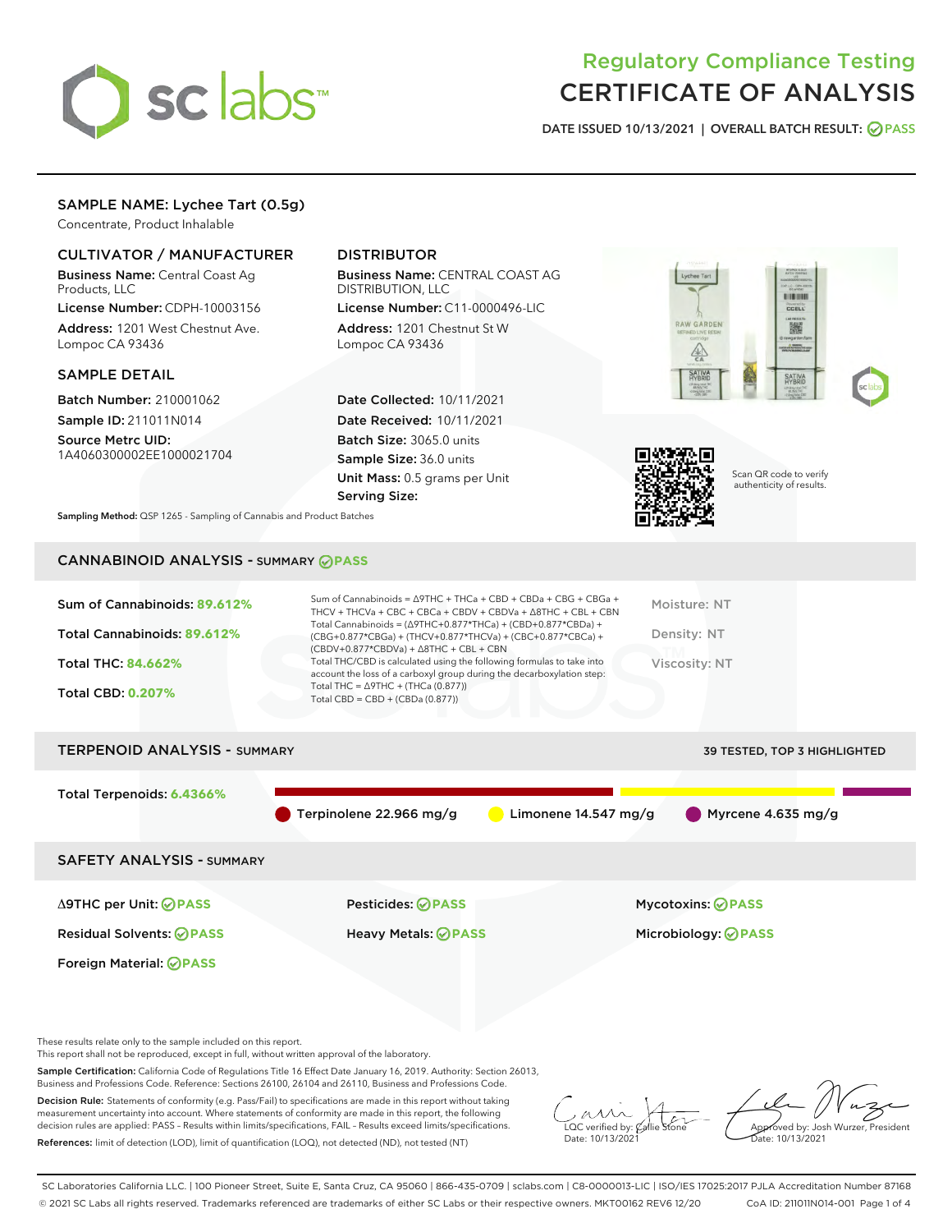# Regulatory Compliance Testing CERTIFICATE OF ANALYSIS

DATE ISSUED 10/13/2021 | OVERALL BATCH RESULT: PASS

## SAMPLE NAME: Lychee Tart (0.5g)

Concentrate, Product Inhalable

### CULTIVATOR / MANUFACTURER

**Business Name:** Central Coast Ag Products, LLC

**License Number:** CDPH-10003156

**Address:** 1201 West Chestnut Ave. Lompoc CA 93436

### DISTRIBUTOR

**Business Name:** CENTRAL COAST AG DISTRIBUTION, LLC

**License Number:** C11-0000496-LIC

**Address:** 1201 Chestnut St W Lompoc CA 93436

### SAMPLE DETAIL

**Batch Number:** 210001062

**Sample ID:** 211011N014

**Source Metrc UID:** 1A4060300002EE1000021704

**Date Collected:** 10/11/2021

**Date Received:** 10/11/2021

**Batch Size:** 3065.0 units

**Sample Size:** 36.0 units

**Unit Mass:** 0.5 grams per Unit

**Serving Size:**

Scan QR code to verify authenticity of results.

**Sampling Method:** QSP 1265 - Sampling of Cannabis and Product Batches

## CANNABINOID ANALYSIS - SUMMARY PASS

Sum of Cannabinoids: **89.612%**

Total Cannabinoids: **89.612%**

Total THC: **84.662%**

Total CBD: **0.207%**

Sum of Cannabinoids = Δ9THC + THCa + CBD + CBDa + CBG + CBGa + THCV + THCVa + CBC + CBCa + CBDV + CBDVa + Δ8THC + CBL + CBN

Total Cannabinoids = (Δ9THC+0.877*THCa) + (CBD+0.877*CBDa) + (CBG+0.877*CBGa) + (THCV+0.877*THCVa) + (CBC+0.877*CBCa) + (CBDV+0.877*CBDVa) + Δ8THC + CBL + CBN

Total THC/CBD is calculated using the following formulas to take into account the loss of a carboxyl group during the decarboxylation step:

Total THC = Δ9THC + (THCa (0.877))

Total CBD = CBD + (CBDa (0.877))

Moisture: NT

Density: NT

Viscosity: NT

## TERPENOID ANALYSIS - SUMMARY

39 TESTED, TOP 3 HIGHLIGHTED

Total Terpenoids: **6.4366%**

Terpinolene 22.966 mg/g | Limonene 14.547 mg/g | Myrcene 4.635 mg/g

## SAFETY ANALYSIS - SUMMARY

| | | |
|---|---|---|
| Δ9THC per Unit: PASS | Pesticides: PASS | Mycotoxins: PASS |
| Residual Solvents: PASS | Heavy Metals: PASS | Microbiology: PASS |
| Foreign Material: PASS | | |

These results relate only to the sample included on this report.
This report shall not be reproduced, except in full, without written approval of the laboratory.

**Sample Certification:** California Code of Regulations Title 16 Effect Date January 16, 2019. Authority: Section 26013, Business and Professions Code. Reference: Sections 26100, 26104 and 26110, Business and Professions Code.

**Decision Rule:** Statements of conformity (e.g. Pass/Fail) to specifications are made in this report without taking measurement uncertainty into account. Where statements of conformity are made in this report, the following decision rules are applied: PASS - Results within limits/specifications, FAIL - Results exceed limits/specifications.

**References:** limit of detection (LOD), limit of quantification (LOQ), not detected (ND), not tested (NT)

LQC verified by: Callie Stone
Date: 10/13/2021

Approved by: Josh Wurzer, President
Date: 10/13/2021

SC Laboratories California LLC. | 100 Pioneer Street, Suite E, Santa Cruz, CA 95060 | 866-435-0709 | sclabs.com | C8-0000013-LIC | ISO/IES 17025:2017 PJLA Accreditation Number 87168
© 2021 SC Labs all rights reserved. Trademarks referenced are trademarks of either SC Labs or their respective owners. MKT00162 REV6 12/20 CoA ID: 211011N014-001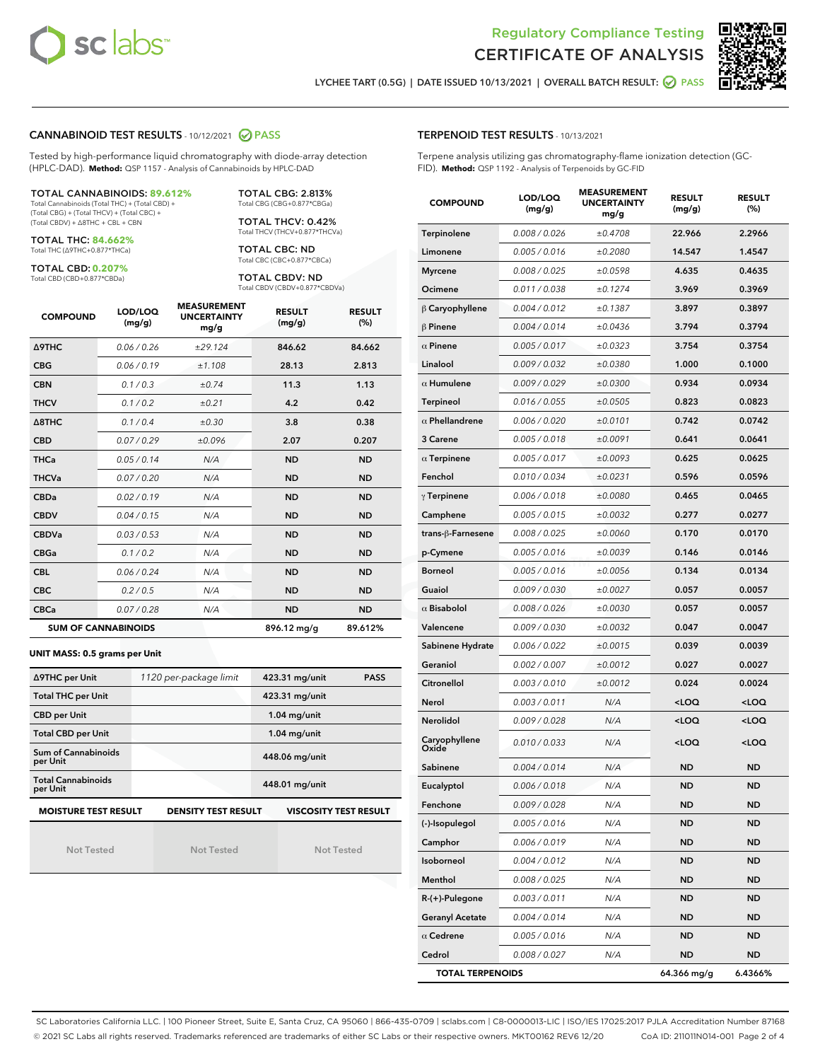# Regulatory Compliance Testing
# CERTIFICATE OF ANALYSIS

LYCHEE TART (0.5G) | DATE ISSUED 10/13/2021 | OVERALL BATCH RESULT: PASS

## CANNABINOID TEST RESULTS - 10/12/2021 PASS

Tested by high-performance liquid chromatography with diode-array detection (HPLC-DAD). **Method:** QSP 1157 - Analysis of Cannabinoids by HPLC-DAD

**TOTAL CANNABINOIDS: 89.612%**
Total Cannabinoids (Total THC) + (Total CBD) + (Total CBG) + (Total THCV) + (Total CBC) + (Total CBDV) + Δ8THC + CBL + CBN

**TOTAL THC: 84.662%**
Total THC (Δ9THC+0.877*THCa)

**TOTAL CBD: 0.207%**
Total CBD (CBD+0.877*CBDa)

**TOTAL CBG: 2.813%**
Total CBG (CBG+0.877*CBGa)

**TOTAL THCV: 0.42%**
Total THCV (THCV+0.877*THCVa)

**TOTAL CBC: ND**
Total CBC (CBC+0.877*CBCa)

**TOTAL CBDV: ND**
Total CBDV (CBDV+0.877*CBDVa)

| COMPOUND | LOD/LOQ (mg/g) | MEASUREMENT UNCERTAINTY mg/g | RESULT (mg/g) | RESULT (%) |
|---|---|---|---|---|
| Δ9THC | 0.06 / 0.26 | ±29.124 | 846.62 | 84.662 |
| CBG | 0.06 / 0.19 | ±1.108 | 28.13 | 2.813 |
| CBN | 0.1 / 0.3 | ±0.74 | 11.3 | 1.13 |
| THCV | 0.1 / 0.2 | ±0.21 | 4.2 | 0.42 |
| Δ8THC | 0.1 / 0.4 | ±0.30 | 3.8 | 0.38 |
| CBD | 0.07 / 0.29 | ±0.096 | 2.07 | 0.207 |
| THCa | 0.05 / 0.14 | N/A | ND | ND |
| THCVa | 0.07 / 0.20 | N/A | ND | ND |
| CBDa | 0.02 / 0.19 | N/A | ND | ND |
| CBDV | 0.04 / 0.15 | N/A | ND | ND |
| CBDVa | 0.03 / 0.53 | N/A | ND | ND |
| CBGa | 0.1 / 0.2 | N/A | ND | ND |
| CBL | 0.06 / 0.24 | N/A | ND | ND |
| CBC | 0.2 / 0.5 | N/A | ND | ND |
| CBCa | 0.07 / 0.28 | N/A | ND | ND |
| **SUM OF CANNABINOIDS** | | | 896.12 mg/g | 89.612% |

### UNIT MASS: 0.5 grams per Unit

| | | | |
|---|---|---|---|
| Δ9THC per Unit | 1120 per-package limit | 423.31 mg/unit | PASS |
| Total THC per Unit | | 423.31 mg/unit | |
| CBD per Unit | | 1.04 mg/unit | |
| Total CBD per Unit | | 1.04 mg/unit | |
| Sum of Cannabinoids per Unit | | 448.06 mg/unit | |
| Total Cannabinoids per Unit | | 448.01 mg/unit | |

| MOISTURE TEST RESULT | DENSITY TEST RESULT | VISCOSITY TEST RESULT |
|---|---|---|
| Not Tested | Not Tested | Not Tested |

## TERPENOID TEST RESULTS - 10/13/2021

Terpene analysis utilizing gas chromatography-flame ionization detection (GC-FID). **Method:** QSP 1192 - Analysis of Terpenoids by GC-FID

| COMPOUND | LOD/LOQ (mg/g) | MEASUREMENT UNCERTAINTY mg/g | RESULT (mg/g) | RESULT (%) |
|---|---|---|---|---|
| Terpinolene | 0.008 / 0.026 | ±0.4708 | 22.966 | 2.2966 |
| Limonene | 0.005 / 0.016 | ±0.2080 | 14.547 | 1.4547 |
| Myrcene | 0.008 / 0.025 | ±0.0598 | 4.635 | 0.4635 |
| Ocimene | 0.011 / 0.038 | ±0.1274 | 3.969 | 0.3969 |
| β Caryophyllene | 0.004 / 0.012 | ±0.1387 | 3.897 | 0.3897 |
| β Pinene | 0.004 / 0.014 | ±0.0436 | 3.794 | 0.3794 |
| α Pinene | 0.005 / 0.017 | ±0.0323 | 3.754 | 0.3754 |
| Linalool | 0.009 / 0.032 | ±0.0380 | 1.000 | 0.1000 |
| α Humulene | 0.009 / 0.029 | ±0.0300 | 0.934 | 0.0934 |
| Terpineol | 0.016 / 0.055 | ±0.0505 | 0.823 | 0.0823 |
| α Phellandrene | 0.006 / 0.020 | ±0.0101 | 0.742 | 0.0742 |
| 3 Carene | 0.005 / 0.018 | ±0.0091 | 0.641 | 0.0641 |
| α Terpinene | 0.005 / 0.017 | ±0.0093 | 0.625 | 0.0625 |
| Fenchol | 0.010 / 0.034 | ±0.0231 | 0.596 | 0.0596 |
| γ Terpinene | 0.006 / 0.018 | ±0.0080 | 0.465 | 0.0465 |
| Camphene | 0.005 / 0.015 | ±0.0032 | 0.277 | 0.0277 |
| trans-β-Farnesene | 0.008 / 0.025 | ±0.0060 | 0.170 | 0.0170 |
| p-Cymene | 0.005 / 0.016 | ±0.0039 | 0.146 | 0.0146 |
| Borneol | 0.005 / 0.016 | ±0.0056 | 0.134 | 0.0134 |
| Guaiol | 0.009 / 0.030 | ±0.0027 | 0.057 | 0.0057 |
| α Bisabolol | 0.008 / 0.026 | ±0.0030 | 0.057 | 0.0057 |
| Valencene | 0.009 / 0.030 | ±0.0032 | 0.047 | 0.0047 |
| Sabinene Hydrate | 0.006 / 0.022 | ±0.0015 | 0.039 | 0.0039 |
| Geraniol | 0.002 / 0.007 | ±0.0012 | 0.027 | 0.0027 |
| Citronellol | 0.003 / 0.010 | ±0.0012 | 0.024 | 0.0024 |
| Nerol | 0.003 / 0.011 | N/A | <LOQ | <LOQ |
| Nerolidol | 0.009 / 0.028 | N/A | <LOQ | <LOQ |
| Caryophyllene Oxide | 0.010 / 0.033 | N/A | <LOQ | <LOQ |
| Sabinene | 0.004 / 0.014 | N/A | ND | ND |
| Eucalyptol | 0.006 / 0.018 | N/A | ND | ND |
| Fenchone | 0.009 / 0.028 | N/A | ND | ND |
| (-)-Isopulegol | 0.005 / 0.016 | N/A | ND | ND |
| Camphor | 0.006 / 0.019 | N/A | ND | ND |
| Isoborneol | 0.004 / 0.012 | N/A | ND | ND |
| Menthol | 0.008 / 0.025 | N/A | ND | ND |
| R-(+)-Pulegone | 0.003 / 0.011 | N/A | ND | ND |
| Geranyl Acetate | 0.004 / 0.014 | N/A | ND | ND |
| α Cedrene | 0.005 / 0.016 | N/A | ND | ND |
| Cedrol | 0.008 / 0.027 | N/A | ND | ND |
| **TOTAL TERPENOIDS** | | | 64.366 mg/g | 6.4366% |

SC Laboratories California LLC. | 100 Pioneer Street, Suite E, Santa Cruz, CA 95060 | 866-435-0709 | sclabs.com | C8-0000013-LIC | ISO/IES 17025:2017 PJLA Accreditation Number 87168
© 2021 SC Labs all rights reserved. Trademarks referenced are trademarks of either SC Labs or their respective owners. MKT00162 REV6 12/20 CoA ID: 211011N014-001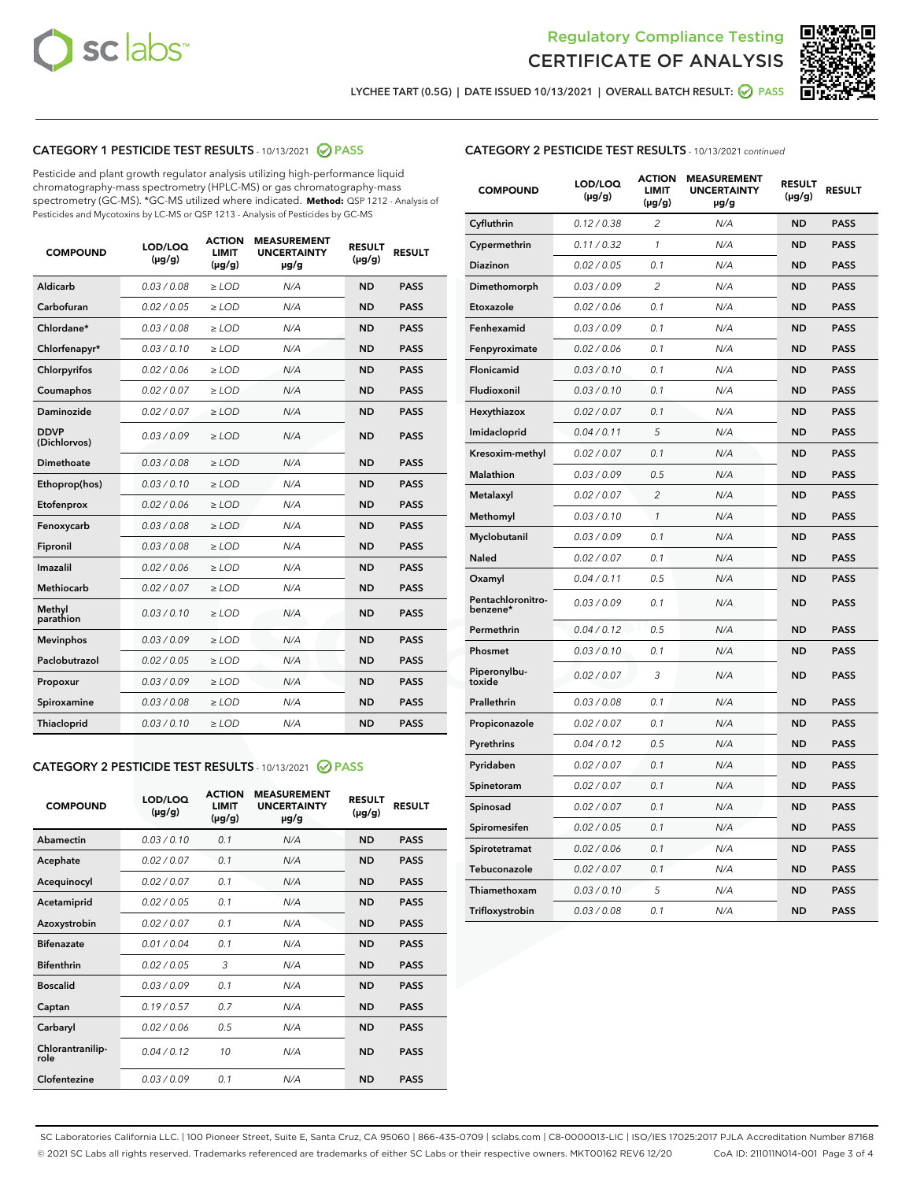Regulatory Compliance Testing
CERTIFICATE OF ANALYSIS

LYCHEE TART (0.5G) | DATE ISSUED 10/13/2021 | OVERALL BATCH RESULT: PASS

## CATEGORY 1 PESTICIDE TEST RESULTS - 10/13/2021 PASS

Pesticide and plant growth regulator analysis utilizing high-performance liquid chromatography-mass spectrometry (HPLC-MS) or gas chromatography-mass spectrometry (GC-MS). *GC-MS utilized where indicated. **Method:** QSP 1212 - Analysis of Pesticides and Mycotoxins by LC-MS or QSP 1213 - Analysis of Pesticides by GC-MS

| COMPOUND | LOD/LOQ (µg/g) | ACTION LIMIT (µg/g) | MEASUREMENT UNCERTAINTY µg/g | RESULT (µg/g) | RESULT |
|---|---|---|---|---|---|
| Aldicarb | 0.03 / 0.08 | ≥ LOD | N/A | ND | PASS |
| Carbofuran | 0.02 / 0.05 | ≥ LOD | N/A | ND | PASS |
| Chlordane* | 0.03 / 0.08 | ≥ LOD | N/A | ND | PASS |
| Chlorfenapyr* | 0.03 / 0.10 | ≥ LOD | N/A | ND | PASS |
| Chlorpyrifos | 0.02 / 0.06 | ≥ LOD | N/A | ND | PASS |
| Coumaphos | 0.02 / 0.07 | ≥ LOD | N/A | ND | PASS |
| Daminozide | 0.02 / 0.07 | ≥ LOD | N/A | ND | PASS |
| DDVP (Dichlorvos) | 0.03 / 0.09 | ≥ LOD | N/A | ND | PASS |
| Dimethoate | 0.03 / 0.08 | ≥ LOD | N/A | ND | PASS |
| Ethoprop(hos) | 0.03 / 0.10 | ≥ LOD | N/A | ND | PASS |
| Etofenprox | 0.02 / 0.06 | ≥ LOD | N/A | ND | PASS |
| Fenoxycarb | 0.03 / 0.08 | ≥ LOD | N/A | ND | PASS |
| Fipronil | 0.03 / 0.08 | ≥ LOD | N/A | ND | PASS |
| Imazalil | 0.02 / 0.06 | ≥ LOD | N/A | ND | PASS |
| Methiocarb | 0.02 / 0.07 | ≥ LOD | N/A | ND | PASS |
| Methyl parathion | 0.03 / 0.10 | ≥ LOD | N/A | ND | PASS |
| Mevinphos | 0.03 / 0.09 | ≥ LOD | N/A | ND | PASS |
| Paclobutrazol | 0.02 / 0.05 | ≥ LOD | N/A | ND | PASS |
| Propoxur | 0.03 / 0.09 | ≥ LOD | N/A | ND | PASS |
| Spiroxamine | 0.03 / 0.08 | ≥ LOD | N/A | ND | PASS |
| Thiacloprid | 0.03 / 0.10 | ≥ LOD | N/A | ND | PASS |

## CATEGORY 2 PESTICIDE TEST RESULTS - 10/13/2021 PASS

| COMPOUND | LOD/LOQ (µg/g) | ACTION LIMIT (µg/g) | MEASUREMENT UNCERTAINTY µg/g | RESULT (µg/g) | RESULT |
|---|---|---|---|---|---|
| Abamectin | 0.03 / 0.10 | 0.1 | N/A | ND | PASS |
| Acephate | 0.02 / 0.07 | 0.1 | N/A | ND | PASS |
| Acequinocyl | 0.02 / 0.07 | 0.1 | N/A | ND | PASS |
| Acetamiprid | 0.02 / 0.05 | 0.1 | N/A | ND | PASS |
| Azoxystrobin | 0.02 / 0.07 | 0.1 | N/A | ND | PASS |
| Bifenazate | 0.01 / 0.04 | 0.1 | N/A | ND | PASS |
| Bifenthrin | 0.02 / 0.05 | 3 | N/A | ND | PASS |
| Boscalid | 0.03 / 0.09 | 0.1 | N/A | ND | PASS |
| Captan | 0.19 / 0.57 | 0.7 | N/A | ND | PASS |
| Carbaryl | 0.02 / 0.06 | 0.5 | N/A | ND | PASS |
| Chlorantraniliprole | 0.04 / 0.12 | 10 | N/A | ND | PASS |
| Clofentezine | 0.03 / 0.09 | 0.1 | N/A | ND | PASS |
| Cyfluthrin | 0.12 / 0.38 | 2 | N/A | ND | PASS |
| Cypermethrin | 0.11 / 0.32 | 1 | N/A | ND | PASS |
| Diazinon | 0.02 / 0.05 | 0.1 | N/A | ND | PASS |
| Dimethomorph | 0.03 / 0.09 | 2 | N/A | ND | PASS |
| Etoxazole | 0.02 / 0.06 | 0.1 | N/A | ND | PASS |
| Fenhexamid | 0.03 / 0.09 | 0.1 | N/A | ND | PASS |
| Fenpyroximate | 0.02 / 0.06 | 0.1 | N/A | ND | PASS |
| Flonicamid | 0.03 / 0.10 | 0.1 | N/A | ND | PASS |
| Fludioxonil | 0.03 / 0.10 | 0.1 | N/A | ND | PASS |
| Hexythiazox | 0.02 / 0.07 | 0.1 | N/A | ND | PASS |
| Imidacloprid | 0.04 / 0.11 | 5 | N/A | ND | PASS |
| Kresoxim-methyl | 0.02 / 0.07 | 0.1 | N/A | ND | PASS |
| Malathion | 0.03 / 0.09 | 0.5 | N/A | ND | PASS |
| Metalaxyl | 0.02 / 0.07 | 2 | N/A | ND | PASS |
| Methomyl | 0.03 / 0.10 | 1 | N/A | ND | PASS |
| Myclobutanil | 0.03 / 0.09 | 0.1 | N/A | ND | PASS |
| Naled | 0.02 / 0.07 | 0.1 | N/A | ND | PASS |
| Oxamyl | 0.04 / 0.11 | 0.5 | N/A | ND | PASS |
| Pentachloronitrobenzene* | 0.03 / 0.09 | 0.1 | N/A | ND | PASS |
| Permethrin | 0.04 / 0.12 | 0.5 | N/A | ND | PASS |
| Phosmet | 0.03 / 0.10 | 0.1 | N/A | ND | PASS |
| Piperonylbutoxide | 0.02 / 0.07 | 3 | N/A | ND | PASS |
| Prallethrin | 0.03 / 0.08 | 0.1 | N/A | ND | PASS |
| Propiconazole | 0.02 / 0.07 | 0.1 | N/A | ND | PASS |
| Pyrethrins | 0.04 / 0.12 | 0.5 | N/A | ND | PASS |
| Pyridaben | 0.02 / 0.07 | 0.1 | N/A | ND | PASS |
| Spinetoram | 0.02 / 0.07 | 0.1 | N/A | ND | PASS |
| Spinosad | 0.02 / 0.07 | 0.1 | N/A | ND | PASS |
| Spiromesifen | 0.02 / 0.05 | 0.1 | N/A | ND | PASS |
| Spirotetramat | 0.02 / 0.06 | 0.1 | N/A | ND | PASS |
| Tebuconazole | 0.02 / 0.07 | 0.1 | N/A | ND | PASS |
| Thiamethoxam | 0.03 / 0.10 | 5 | N/A | ND | PASS |
| Trifloxystrobin | 0.03 / 0.08 | 0.1 | N/A | ND | PASS |

SC Laboratories California LLC. | 100 Pioneer Street, Suite E, Santa Cruz, CA 95060 | 866-435-0709 | sclabs.com | C8-0000013-LIC | ISO/IES 17025:2017 PJLA Accreditation Number 87168
© 2021 SC Labs all rights reserved. Trademarks referenced are trademarks of either SC Labs or their respective owners. MKT00162 REV6 12/20 CoA ID: 211011N014-001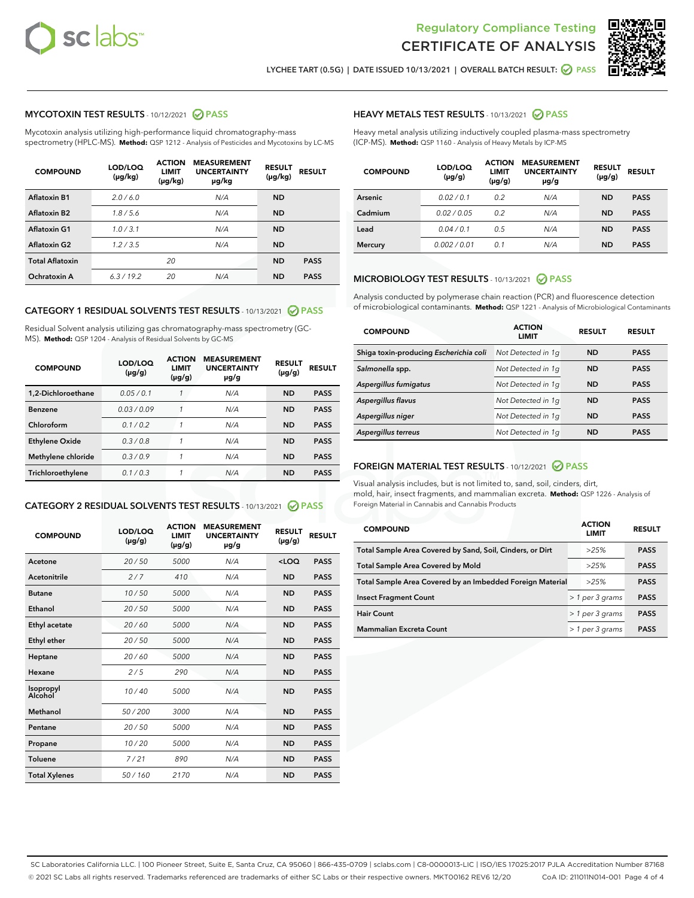Regulatory Compliance Testing
CERTIFICATE OF ANALYSIS

LYCHEE TART (0.5G) | DATE ISSUED 10/13/2021 | OVERALL BATCH RESULT: PASS

## MYCOTOXIN TEST RESULTS - 10/12/2021 PASS

Mycotoxin analysis utilizing high-performance liquid chromatography-mass spectrometry (HPLC-MS). **Method:** QSP 1212 - Analysis of Pesticides and Mycotoxins by LC-MS

| COMPOUND | LOD/LOQ (μg/kg) | ACTION LIMIT (μg/kg) | MEASUREMENT UNCERTAINTY μg/kg | RESULT (μg/kg) | RESULT |
|---|---|---|---|---|---|
| Aflatoxin B1 | 2.0 / 6.0 | | N/A | ND | |
| Aflatoxin B2 | 1.8 / 5.6 | | N/A | ND | |
| Aflatoxin G1 | 1.0 / 3.1 | | N/A | ND | |
| Aflatoxin G2 | 1.2 / 3.5 | | N/A | ND | |
| Total Aflatoxin | | 20 | | ND | PASS |
| Ochratoxin A | 6.3 / 19.2 | 20 | N/A | ND | PASS |

## CATEGORY 1 RESIDUAL SOLVENTS TEST RESULTS - 10/13/2021 PASS

Residual Solvent analysis utilizing gas chromatography-mass spectrometry (GC-MS). **Method:** QSP 1204 - Analysis of Residual Solvents by GC-MS

| COMPOUND | LOD/LOQ (μg/g) | ACTION LIMIT (μg/g) | MEASUREMENT UNCERTAINTY μg/g | RESULT (μg/g) | RESULT |
|---|---|---|---|---|---|
| 1,2-Dichloroethane | 0.05 / 0.1 | 1 | N/A | ND | PASS |
| Benzene | 0.03 / 0.09 | 1 | N/A | ND | PASS |
| Chloroform | 0.1 / 0.2 | 1 | N/A | ND | PASS |
| Ethylene Oxide | 0.3 / 0.8 | 1 | N/A | ND | PASS |
| Methylene chloride | 0.3 / 0.9 | 1 | N/A | ND | PASS |
| Trichloroethylene | 0.1 / 0.3 | 1 | N/A | ND | PASS |

## CATEGORY 2 RESIDUAL SOLVENTS TEST RESULTS - 10/13/2021 PASS

| COMPOUND | LOD/LOQ (μg/g) | ACTION LIMIT (μg/g) | MEASUREMENT UNCERTAINTY μg/g | RESULT (μg/g) | RESULT |
|---|---|---|---|---|---|
| Acetone | 20 / 50 | 5000 | N/A | <LOQ | PASS |
| Acetonitrile | 2 / 7 | 410 | N/A | ND | PASS |
| Butane | 10 / 50 | 5000 | N/A | ND | PASS |
| Ethanol | 20 / 50 | 5000 | N/A | ND | PASS |
| Ethyl acetate | 20 / 60 | 5000 | N/A | ND | PASS |
| Ethyl ether | 20 / 50 | 5000 | N/A | ND | PASS |
| Heptane | 20 / 60 | 5000 | N/A | ND | PASS |
| Hexane | 2 / 5 | 290 | N/A | ND | PASS |
| Isopropyl Alcohol | 10 / 40 | 5000 | N/A | ND | PASS |
| Methanol | 50 / 200 | 3000 | N/A | ND | PASS |
| Pentane | 20 / 50 | 5000 | N/A | ND | PASS |
| Propane | 10 / 20 | 5000 | N/A | ND | PASS |
| Toluene | 7 / 21 | 890 | N/A | ND | PASS |
| Total Xylenes | 50 / 160 | 2170 | N/A | ND | PASS |

## HEAVY METALS TEST RESULTS - 10/13/2021 PASS

Heavy metal analysis utilizing inductively coupled plasma-mass spectrometry (ICP-MS). **Method:** QSP 1160 - Analysis of Heavy Metals by ICP-MS

| COMPOUND | LOD/LOQ (μg/g) | ACTION LIMIT (μg/g) | MEASUREMENT UNCERTAINTY μg/g | RESULT (μg/g) | RESULT |
|---|---|---|---|---|---|
| Arsenic | 0.02 / 0.1 | 0.2 | N/A | ND | PASS |
| Cadmium | 0.02 / 0.05 | 0.2 | N/A | ND | PASS |
| Lead | 0.04 / 0.1 | 0.5 | N/A | ND | PASS |
| Mercury | 0.002 / 0.01 | 0.1 | N/A | ND | PASS |

## MICROBIOLOGY TEST RESULTS - 10/13/2021 PASS

Analysis conducted by polymerase chain reaction (PCR) and fluorescence detection of microbiological contaminants. **Method:** QSP 1221 - Analysis of Microbiological Contaminants

| COMPOUND | ACTION LIMIT | RESULT | RESULT |
|---|---|---|---|
| Shiga toxin-producing *Escherichia coli* | Not Detected in 1g | ND | PASS |
| *Salmonella* spp. | Not Detected in 1g | ND | PASS |
| *Aspergillus fumigatus* | Not Detected in 1g | ND | PASS |
| *Aspergillus flavus* | Not Detected in 1g | ND | PASS |
| *Aspergillus niger* | Not Detected in 1g | ND | PASS |
| *Aspergillus terreus* | Not Detected in 1g | ND | PASS |

## FOREIGN MATERIAL TEST RESULTS - 10/12/2021 PASS

Visual analysis includes, but is not limited to, sand, soil, cinders, dirt, mold, hair, insect fragments, and mammalian excreta. **Method:** QSP 1226 - Analysis of Foreign Material in Cannabis and Cannabis Products

| COMPOUND | ACTION LIMIT | RESULT |
|---|---|---|
| Total Sample Area Covered by Sand, Soil, Cinders, or Dirt | >25% | PASS |
| Total Sample Area Covered by Mold | >25% | PASS |
| Total Sample Area Covered by an Imbedded Foreign Material | >25% | PASS |
| Insect Fragment Count | > 1 per 3 grams | PASS |
| Hair Count | > 1 per 3 grams | PASS |
| Mammalian Excreta Count | > 1 per 3 grams | PASS |

SC Laboratories California LLC. | 100 Pioneer Street, Suite E, Santa Cruz, CA 95060 | 866-435-0709 | sclabs.com | C8-0000013-LIC | ISO/IES 17025:2017 PJLA Accreditation Number 87168
© 2021 SC Labs all rights reserved. Trademarks referenced are trademarks of either SC Labs or their respective owners. MKT00162 REV6 12/20 CoA ID: 211011N014-001